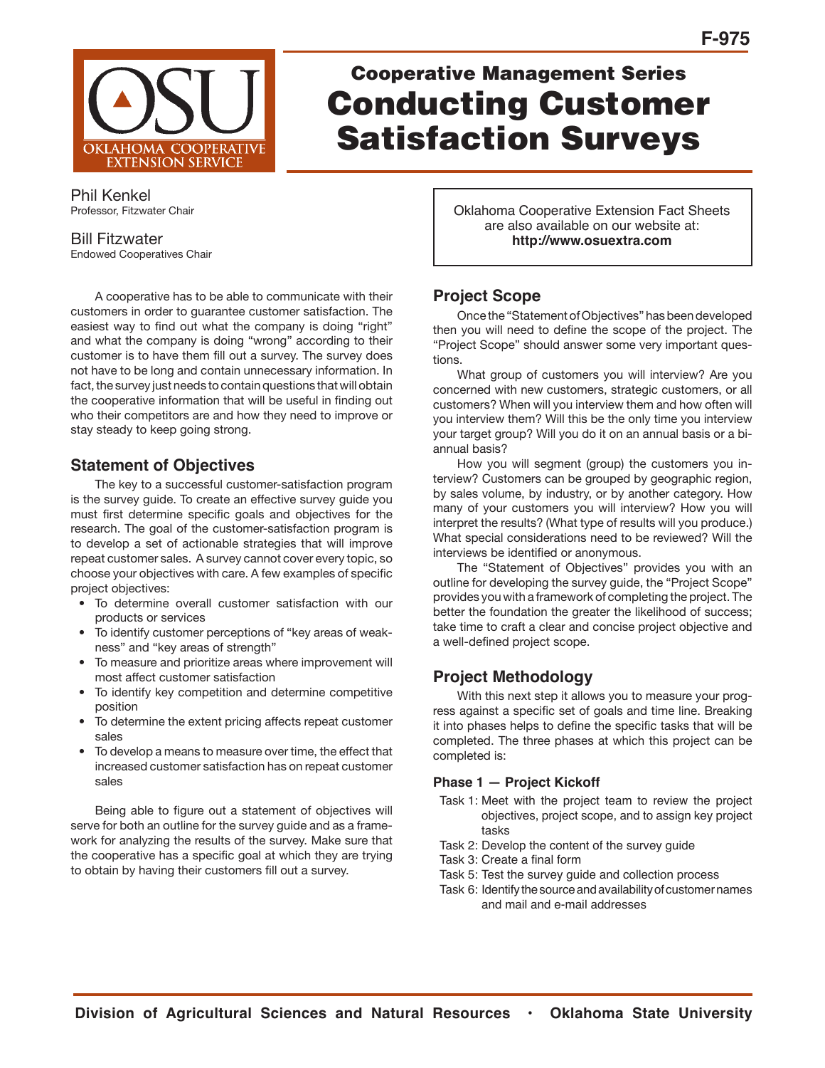F-975

# Cooperative Management Series

# Conducting Customer Satisfaction Surveys

Phil Kenkel
Professor, Fitzwater Chair

Bill Fitzwater
Endowed Cooperatives Chair

Oklahoma Cooperative Extension Fact Sheets are also available on our website at: **http://www.osuextra.com**

A cooperative has to be able to communicate with their customers in order to guarantee customer satisfaction. The easiest way to find out what the company is doing "right" and what the company is doing "wrong" according to their customer is to have them fill out a survey. The survey does not have to be long and contain unnecessary information. In fact, the survey just needs to contain questions that will obtain the cooperative information that will be useful in finding out who their competitors are and how they need to improve or stay steady to keep going strong.

## Statement of Objectives

The key to a successful customer-satisfaction program is the survey guide. To create an effective survey guide you must first determine specific goals and objectives for the research. The goal of the customer-satisfaction program is to develop a set of actionable strategies that will improve repeat customer sales. A survey cannot cover every topic, so choose your objectives with care. A few examples of specific project objectives:

- To determine overall customer satisfaction with our products or services
- To identify customer perceptions of "key areas of weakness" and "key areas of strength"
- To measure and prioritize areas where improvement will most affect customer satisfaction
- To identify key competition and determine competitive position
- To determine the extent pricing affects repeat customer sales
- To develop a means to measure over time, the effect that increased customer satisfaction has on repeat customer sales

Being able to figure out a statement of objectives will serve for both an outline for the survey guide and as a framework for analyzing the results of the survey. Make sure that the cooperative has a specific goal at which they are trying to obtain by having their customers fill out a survey.

## Project Scope

Once the "Statement of Objectives" has been developed then you will need to define the scope of the project. The "Project Scope" should answer some very important questions.

What group of customers you will interview? Are you concerned with new customers, strategic customers, or all customers? When will you interview them and how often will you interview them? Will this be the only time you interview your target group? Will you do it on an annual basis or a bi-annual basis?

How you will segment (group) the customers you interview? Customers can be grouped by geographic region, by sales volume, by industry, or by another category. How many of your customers you will interview? How you will interpret the results? (What type of results will you produce.) What special considerations need to be reviewed? Will the interviews be identified or anonymous.

The "Statement of Objectives" provides you with an outline for developing the survey guide, the "Project Scope" provides you with a framework of completing the project. The better the foundation the greater the likelihood of success; take time to craft a clear and concise project objective and a well-defined project scope.

## Project Methodology

With this next step it allows you to measure your progress against a specific set of goals and time line. Breaking it into phases helps to define the specific tasks that will be completed. The three phases at which this project can be completed is:

### Phase 1 — Project Kickoff

Task 1: Meet with the project team to review the project objectives, project scope, and to assign key project tasks
Task 2: Develop the content of the survey guide
Task 3: Create a final form
Task 5: Test the survey guide and collection process
Task 6: Identify the source and availability of customer names and mail and e-mail addresses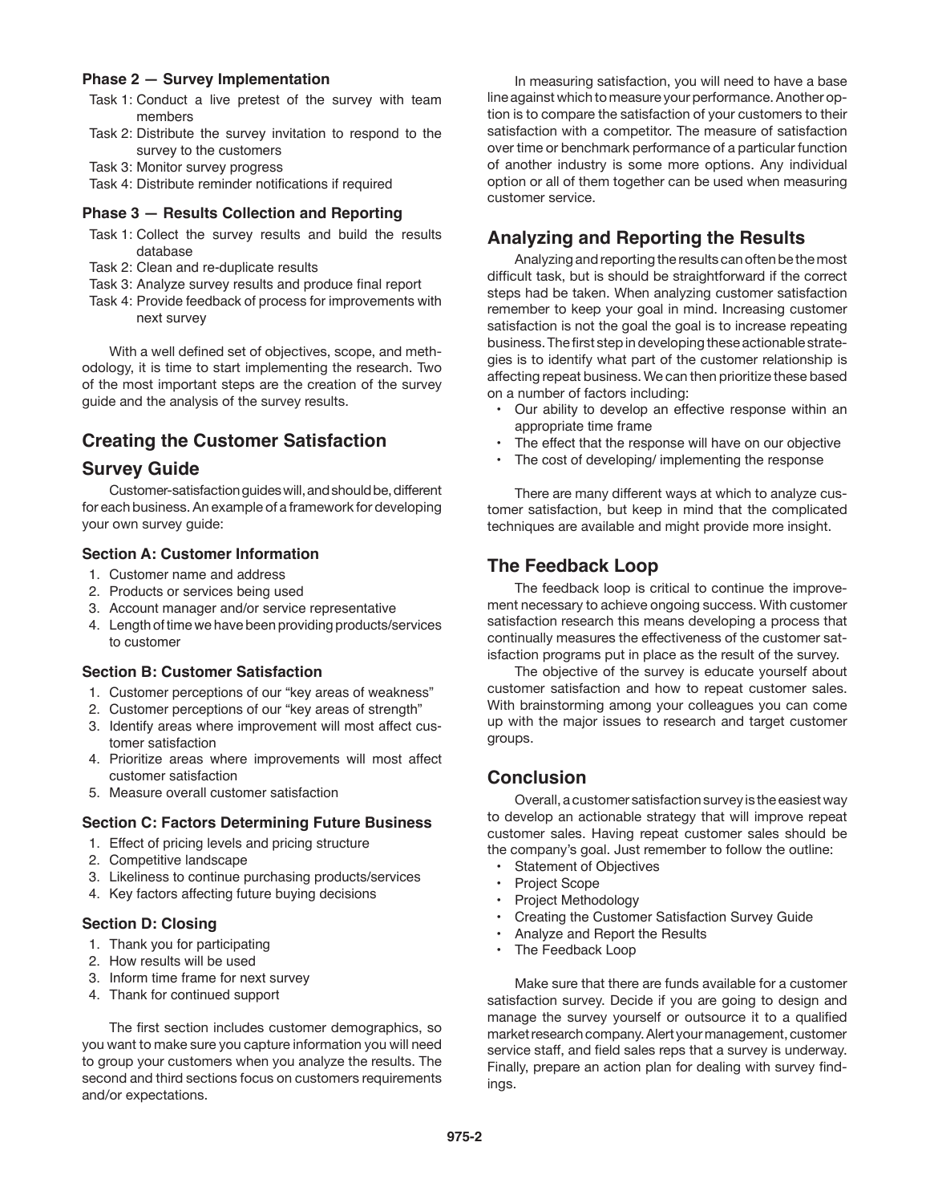### Phase 2 — Survey Implementation

Task 1: Conduct a live pretest of the survey with team members
Task 2: Distribute the survey invitation to respond to the survey to the customers
Task 3: Monitor survey progress
Task 4: Distribute reminder notifications if required

### Phase 3 — Results Collection and Reporting

Task 1: Collect the survey results and build the results database
Task 2: Clean and re-duplicate results
Task 3: Analyze survey results and produce final report
Task 4: Provide feedback of process for improvements with next survey

With a well defined set of objectives, scope, and methodology, it is time to start implementing the research. Two of the most important steps are the creation of the survey guide and the analysis of the survey results.

## Creating the Customer Satisfaction Survey Guide

Customer-satisfaction guides will, and should be, different for each business. An example of a framework for developing your own survey guide:

### Section A: Customer Information

1. Customer name and address
2. Products or services being used
3. Account manager and/or service representative
4. Length of time we have been providing products/services to customer

### Section B: Customer Satisfaction

1. Customer perceptions of our "key areas of weakness"
2. Customer perceptions of our "key areas of strength"
3. Identify areas where improvement will most affect customer satisfaction
4. Prioritize areas where improvements will most affect customer satisfaction
5. Measure overall customer satisfaction

### Section C: Factors Determining Future Business

1. Effect of pricing levels and pricing structure
2. Competitive landscape
3. Likeliness to continue purchasing products/services
4. Key factors affecting future buying decisions

### Section D: Closing

1. Thank you for participating
2. How results will be used
3. Inform time frame for next survey
4. Thank for continued support

The first section includes customer demographics, so you want to make sure you capture information you will need to group your customers when you analyze the results. The second and third sections focus on customers requirements and/or expectations.

In measuring satisfaction, you will need to have a base line against which to measure your performance. Another option is to compare the satisfaction of your customers to their satisfaction with a competitor. The measure of satisfaction over time or benchmark performance of a particular function of another industry is some more options. Any individual option or all of them together can be used when measuring customer service.

## Analyzing and Reporting the Results

Analyzing and reporting the results can often be the most difficult task, but is should be straightforward if the correct steps had be taken. When analyzing customer satisfaction remember to keep your goal in mind. Increasing customer satisfaction is not the goal the goal is to increase repeating business. The first step in developing these actionable strategies is to identify what part of the customer relationship is affecting repeat business. We can then prioritize these based on a number of factors including:

- Our ability to develop an effective response within an appropriate time frame
- The effect that the response will have on our objective
- The cost of developing/ implementing the response

There are many different ways at which to analyze customer satisfaction, but keep in mind that the complicated techniques are available and might provide more insight.

## The Feedback Loop

The feedback loop is critical to continue the improvement necessary to achieve ongoing success. With customer satisfaction research this means developing a process that continually measures the effectiveness of the customer satisfaction programs put in place as the result of the survey.

The objective of the survey is educate yourself about customer satisfaction and how to repeat customer sales. With brainstorming among your colleagues you can come up with the major issues to research and target customer groups.

## Conclusion

Overall, a customer satisfaction survey is the easiest way to develop an actionable strategy that will improve repeat customer sales. Having repeat customer sales should be the company's goal. Just remember to follow the outline:

- Statement of Objectives
- Project Scope
- Project Methodology
- Creating the Customer Satisfaction Survey Guide
- Analyze and Report the Results
- The Feedback Loop

Make sure that there are funds available for a customer satisfaction survey. Decide if you are going to design and manage the survey yourself or outsource it to a qualified market research company. Alert your management, customer service staff, and field sales reps that a survey is underway. Finally, prepare an action plan for dealing with survey findings.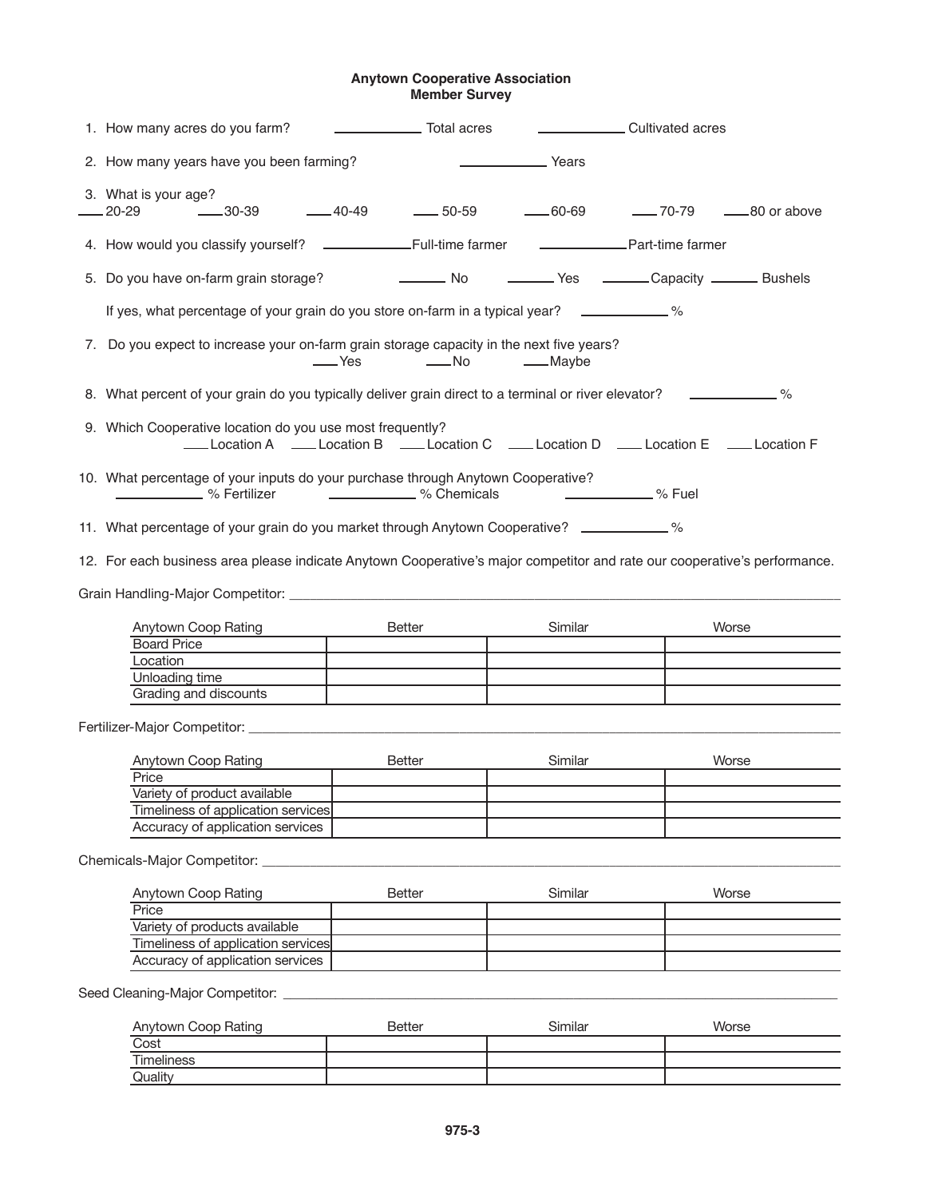# Anytown Cooperative Association
## Member Survey

1. How many acres do you farm? ____________ Total acres ____________ Cultivated acres

2. How many years have you been farming? ____________ Years

3. What is your age?
   ___ 20-29 ___ 30-39 ___ 40-49 ___ 50-59 ___ 60-69 ___ 70-79 ___ 80 or above

4. How would you classify yourself? ____________ Full-time farmer ____________ Part-time farmer

5. Do you have on-farm grain storage? _______ No _______ Yes _______ Capacity _______ Bushels

   If yes, what percentage of your grain do you store on-farm in a typical year? ____________ %

7. Do you expect to increase your on-farm grain storage capacity in the next five years?
   ___ Yes ___ No ___ Maybe

8. What percent of your grain do you typically deliver grain direct to a terminal or river elevator? ____________ %

9. Which Cooperative location do you use most frequently?
   ___ Location A ___ Location B ___ Location C ___ Location D ___ Location E ___ Location F

10. What percentage of your inputs do your purchase through Anytown Cooperative?
    ____________ % Fertilizer ____________ % Chemicals ____________ % Fuel

11. What percentage of your grain do you market through Anytown Cooperative? ____________ %

12. For each business area please indicate Anytown Cooperative's major competitor and rate our cooperative's performance.

Grain Handling-Major Competitor: ______________________________

| Anytown Coop Rating | Better | Similar | Worse |
|---|---|---|---|
| Board Price | | | |
| Location | | | |
| Unloading time | | | |
| Grading and discounts | | | |

Fertilizer-Major Competitor: ______________________________

| Anytown Coop Rating | Better | Similar | Worse |
|---|---|---|---|
| Price | | | |
| Variety of product available | | | |
| Timeliness of application services | | | |
| Accuracy of application services | | | |

Chemicals-Major Competitor: ______________________________

| Anytown Coop Rating | Better | Similar | Worse |
|---|---|---|---|
| Price | | | |
| Variety of products available | | | |
| Timeliness of application services | | | |
| Accuracy of application services | | | |

Seed Cleaning-Major Competitor: ______________________________

| Anytown Coop Rating | Better | Similar | Worse |
|---|---|---|---|
| Cost | | | |
| Timeliness | | | |
| Quality | | | |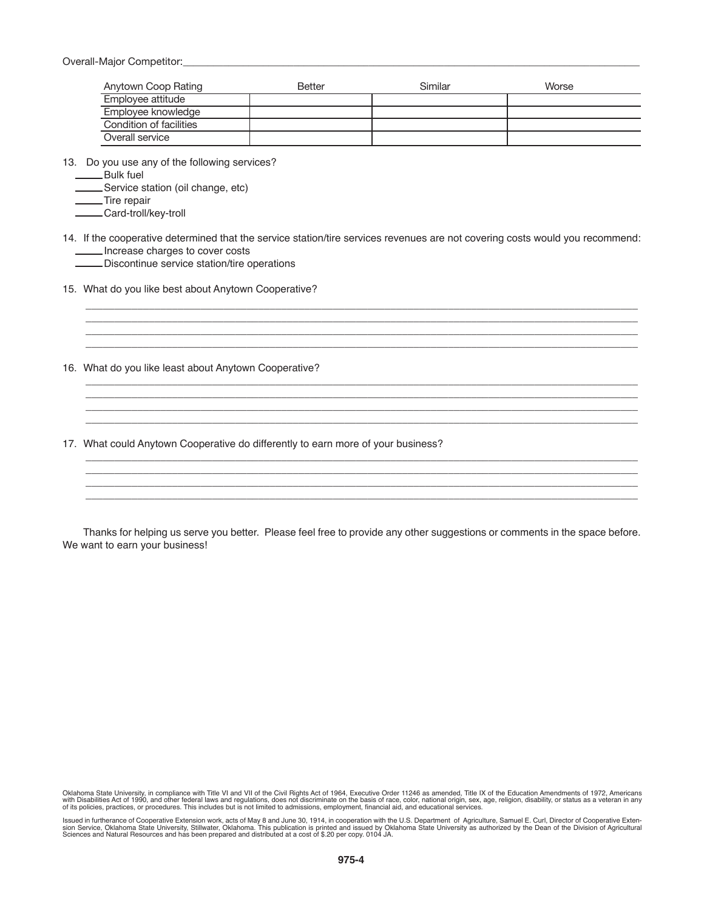Overall-Major Competitor:\_\_\_\_\_\_\_\_\_\_\_\_\_\_\_\_\_\_\_\_\_\_\_\_\_\_\_\_\_\_\_\_\_\_\_\_\_\_\_\_

| Anytown Coop Rating | Better | Similar | Worse |
|---|---|---|---|
| Employee attitude | | | |
| Employee knowledge | | | |
| Condition of facilities | | | |
| Overall service | | | |

13. Do you use any of the following services?
    - \_\_\_\_\_Bulk fuel
    - \_\_\_\_\_Service station (oil change, etc)
    - \_\_\_\_\_Tire repair
    - \_\_\_\_\_Card-troll/key-troll

14. If the cooperative determined that the service station/tire services revenues are not covering costs would you recommend:
    - \_\_\_\_\_Increase charges to cover costs
    - \_\_\_\_\_Discontinue service station/tire operations

15. What do you like best about Anytown Cooperative?

\_\_\_\_\_\_\_\_\_\_\_\_\_\_\_\_\_\_\_\_\_\_\_\_\_\_\_\_\_\_\_\_\_\_\_\_\_\_\_\_\_\_\_\_\_\_\_\_\_\_\_\_\_\_\_\_\_\_\_\_\_\_\_\_\_\_\_\_\_\_\_\_\_\_\_\_

\_\_\_\_\_\_\_\_\_\_\_\_\_\_\_\_\_\_\_\_\_\_\_\_\_\_\_\_\_\_\_\_\_\_\_\_\_\_\_\_\_\_\_\_\_\_\_\_\_\_\_\_\_\_\_\_\_\_\_\_\_\_\_\_\_\_\_\_\_\_\_\_\_\_\_\_

\_\_\_\_\_\_\_\_\_\_\_\_\_\_\_\_\_\_\_\_\_\_\_\_\_\_\_\_\_\_\_\_\_\_\_\_\_\_\_\_\_\_\_\_\_\_\_\_\_\_\_\_\_\_\_\_\_\_\_\_\_\_\_\_\_\_\_\_\_\_\_\_\_\_\_\_

\_\_\_\_\_\_\_\_\_\_\_\_\_\_\_\_\_\_\_\_\_\_\_\_\_\_\_\_\_\_\_\_\_\_\_\_\_\_\_\_\_\_\_\_\_\_\_\_\_\_\_\_\_\_\_\_\_\_\_\_\_\_\_\_\_\_\_\_\_\_\_\_\_\_\_\_

16. What do you like least about Anytown Cooperative?

\_\_\_\_\_\_\_\_\_\_\_\_\_\_\_\_\_\_\_\_\_\_\_\_\_\_\_\_\_\_\_\_\_\_\_\_\_\_\_\_\_\_\_\_\_\_\_\_\_\_\_\_\_\_\_\_\_\_\_\_\_\_\_\_\_\_\_\_\_\_\_\_\_\_\_\_

\_\_\_\_\_\_\_\_\_\_\_\_\_\_\_\_\_\_\_\_\_\_\_\_\_\_\_\_\_\_\_\_\_\_\_\_\_\_\_\_\_\_\_\_\_\_\_\_\_\_\_\_\_\_\_\_\_\_\_\_\_\_\_\_\_\_\_\_\_\_\_\_\_\_\_\_

\_\_\_\_\_\_\_\_\_\_\_\_\_\_\_\_\_\_\_\_\_\_\_\_\_\_\_\_\_\_\_\_\_\_\_\_\_\_\_\_\_\_\_\_\_\_\_\_\_\_\_\_\_\_\_\_\_\_\_\_\_\_\_\_\_\_\_\_\_\_\_\_\_\_\_\_

\_\_\_\_\_\_\_\_\_\_\_\_\_\_\_\_\_\_\_\_\_\_\_\_\_\_\_\_\_\_\_\_\_\_\_\_\_\_\_\_\_\_\_\_\_\_\_\_\_\_\_\_\_\_\_\_\_\_\_\_\_\_\_\_\_\_\_\_\_\_\_\_\_\_\_\_

17. What could Anytown Cooperative do differently to earn more of your business?

\_\_\_\_\_\_\_\_\_\_\_\_\_\_\_\_\_\_\_\_\_\_\_\_\_\_\_\_\_\_\_\_\_\_\_\_\_\_\_\_\_\_\_\_\_\_\_\_\_\_\_\_\_\_\_\_\_\_\_\_\_\_\_\_\_\_\_\_\_\_\_\_\_\_\_\_

\_\_\_\_\_\_\_\_\_\_\_\_\_\_\_\_\_\_\_\_\_\_\_\_\_\_\_\_\_\_\_\_\_\_\_\_\_\_\_\_\_\_\_\_\_\_\_\_\_\_\_\_\_\_\_\_\_\_\_\_\_\_\_\_\_\_\_\_\_\_\_\_\_\_\_\_

\_\_\_\_\_\_\_\_\_\_\_\_\_\_\_\_\_\_\_\_\_\_\_\_\_\_\_\_\_\_\_\_\_\_\_\_\_\_\_\_\_\_\_\_\_\_\_\_\_\_\_\_\_\_\_\_\_\_\_\_\_\_\_\_\_\_\_\_\_\_\_\_\_\_\_\_

\_\_\_\_\_\_\_\_\_\_\_\_\_\_\_\_\_\_\_\_\_\_\_\_\_\_\_\_\_\_\_\_\_\_\_\_\_\_\_\_\_\_\_\_\_\_\_\_\_\_\_\_\_\_\_\_\_\_\_\_\_\_\_\_\_\_\_\_\_\_\_\_\_\_\_\_

Thanks for helping us serve you better. Please feel free to provide any other suggestions or comments in the space before. We want to earn your business!

Oklahoma State University, in compliance with Title VI and VII of the Civil Rights Act of 1964, Executive Order 11246 as amended, Title IX of the Education Amendments of 1972, Americans with Disabilities Act of 1990, and other federal laws and regulations, does not discriminate on the basis of race, color, national origin, sex, age, religion, disability, or status as a veteran in any of its policies, practices, or procedures. This includes but is not limited to admissions, employment, financial aid, and educational services.

Issued in furtherance of Cooperative Extension work, acts of May 8 and June 30, 1914, in cooperation with the U.S. Department of Agriculture, Samuel E. Curl, Director of Cooperative Extension Service, Oklahoma State University, Stillwater, Oklahoma. This publication is printed and issued by Oklahoma State University as authorized by the Dean of the Division of Agricultural Sciences and Natural Resources and has been prepared and distributed at a cost of $.20 per copy. 0104 JA.